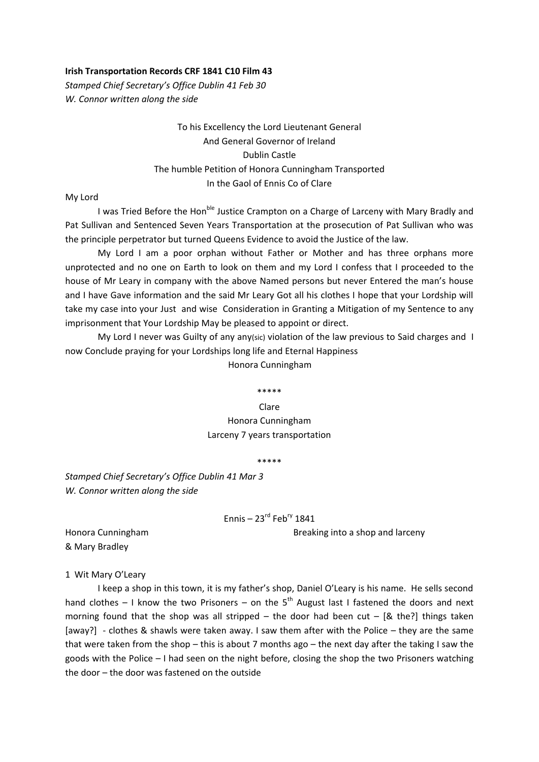**Irish Transportation Records CRF 1841 C10 Film 43**

*Stamped Chief Secretary's Office Dublin 41 Feb 30*

*W. Connor written along the side*

To his Excellency the Lord Lieutenant General
And General Governor of Ireland
Dublin Castle
The humble Petition of Honora Cunningham Transported
In the Gaol of Ennis Co of Clare

My Lord

I was Tried Before the Hon[ble] Justice Crampton on a Charge of Larceny with Mary Bradly and Pat Sullivan and Sentenced Seven Years Transportation at the prosecution of Pat Sullivan who was the principle perpetrator but turned Queens Evidence to avoid the Justice of the law.

My Lord I am a poor orphan without Father or Mother and has three orphans more unprotected and no one on Earth to look on them and my Lord I confess that I proceeded to the house of Mr Leary in company with the above Named persons but never Entered the man's house and I have Gave information and the said Mr Leary Got all his clothes I hope that your Lordship will take my case into your Just and wise Consideration in Granting a Mitigation of my Sentence to any imprisonment that Your Lordship May be pleased to appoint or direct.

My Lord I never was Guilty of any any(sic) violation of the law previous to Said charges and I now Conclude praying for your Lordships long life and Eternal Happiness

Honora Cunningham

*****

Clare
Honora Cunningham
Larceny 7 years transportation

*****

*Stamped Chief Secretary's Office Dublin 41 Mar 3*

*W. Connor written along the side*

Ennis – 23[rd] Feb[ry] 1841

Honora Cunningham & Mary Bradley — Breaking into a shop and larceny

1 Wit Mary O'Leary

I keep a shop in this town, it is my father's shop, Daniel O'Leary is his name. He sells second hand clothes – I know the two Prisoners – on the 5[th] August last I fastened the doors and next morning found that the shop was all stripped – the door had been cut – [& the?] things taken [away?] - clothes & shawls were taken away. I saw them after with the Police – they are the same that were taken from the shop – this is about 7 months ago – the next day after the taking I saw the goods with the Police – I had seen on the night before, closing the shop the two Prisoners watching the door – the door was fastened on the outside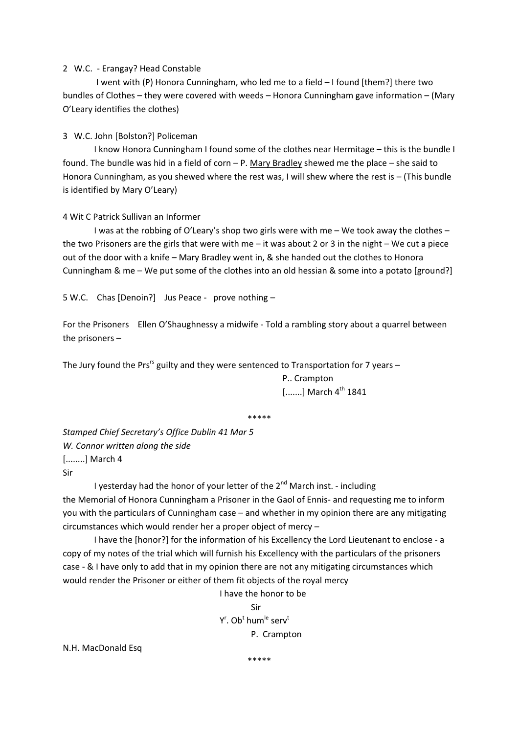2 W.C. - Erangay? Head Constable

I went with (P) Honora Cunningham, who led me to a field – I found [them?] there two bundles of Clothes – they were covered with weeds – Honora Cunningham gave information – (Mary O'Leary identifies the clothes)

3 W.C. John [Bolston?] Policeman

I know Honora Cunningham I found some of the clothes near Hermitage – this is the bundle I found. The bundle was hid in a field of corn – P. <u>Mary Bradley</u> shewed me the place – she said to Honora Cunningham, as you shewed where the rest was, I will shew where the rest is – (This bundle is identified by Mary O'Leary)

4 Wit C Patrick Sullivan an Informer

I was at the robbing of O'Leary's shop two girls were with me – We took away the clothes – the two Prisoners are the girls that were with me – it was about 2 or 3 in the night – We cut a piece out of the door with a knife – Mary Bradley went in, & she handed out the clothes to Honora Cunningham & me – We put some of the clothes into an old hessian & some into a potato [ground?]

5 W.C. Chas [Denoin?] Jus Peace - prove nothing –

For the Prisoners Ellen O'Shaughnessy a midwife - Told a rambling story about a quarrel between the prisoners –

The Jury found the Prs[rs] guilty and they were sentenced to Transportation for 7 years –

P.. Crampton
[.......] March 4th 1841

*****

*Stamped Chief Secretary's Office Dublin 41 Mar 5*
*W. Connor written along the side*
[........] March 4
Sir

I yesterday had the honor of your letter of the 2nd March inst. - including the Memorial of Honora Cunningham a Prisoner in the Gaol of Ennis- and requesting me to inform you with the particulars of Cunningham case – and whether in my opinion there are any mitigating circumstances which would render her a proper object of mercy –

I have the [honor?] for the information of his Excellency the Lord Lieutenant to enclose - a copy of my notes of the trial which will furnish his Excellency with the particulars of the prisoners case - & I have only to add that in my opinion there are not any mitigating circumstances which would render the Prisoner or either of them fit objects of the royal mercy

I have the honor to be
Sir
Yr. Obt humle servt
P. Crampton

N.H. MacDonald Esq

*****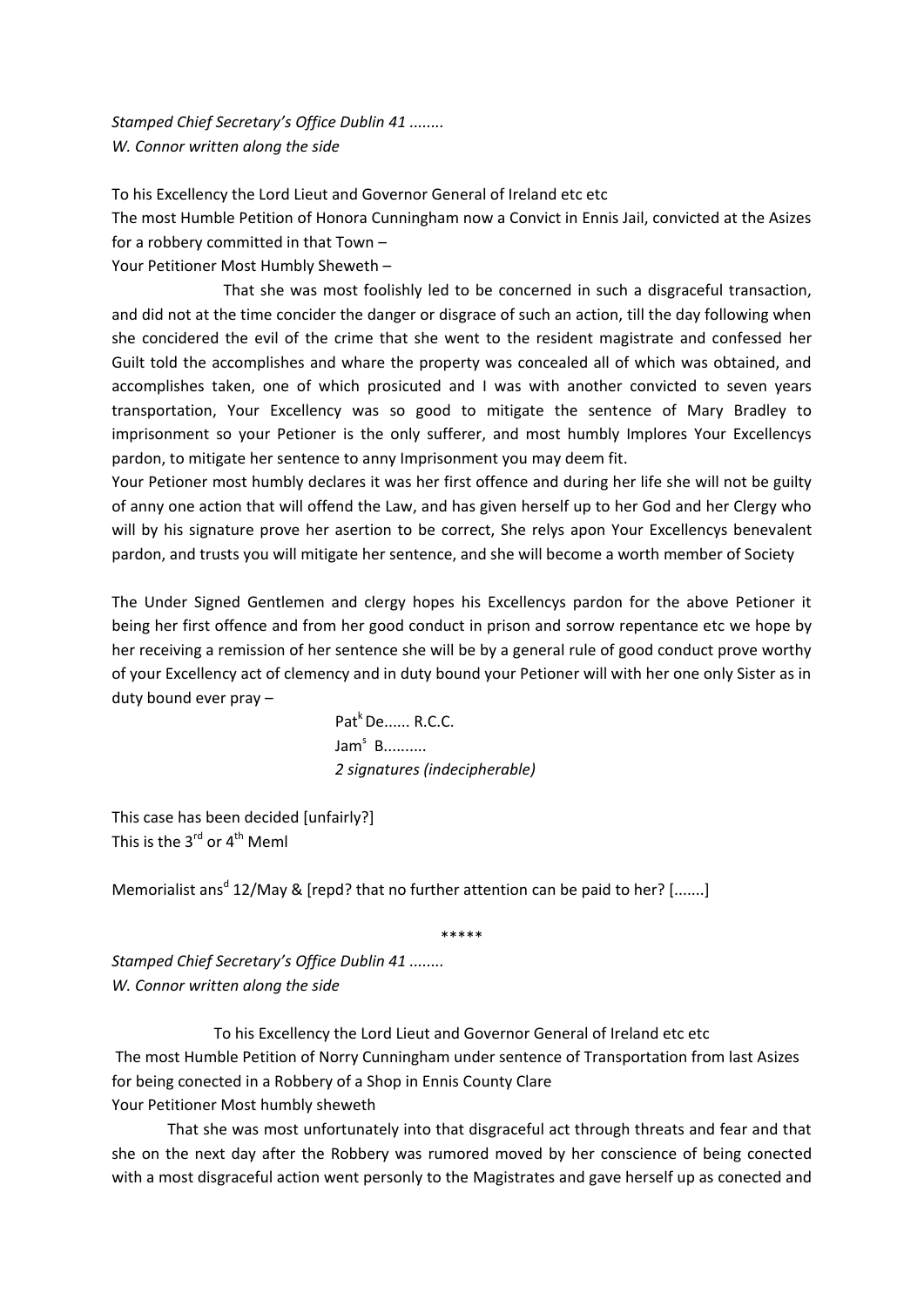*Stamped Chief Secretary's Office Dublin 41 ........*
*W. Connor written along the side*

To his Excellency the Lord Lieut and Governor General of Ireland etc etc
The most Humble Petition of Honora Cunningham now a Convict in Ennis Jail, convicted at the Asizes for a robbery committed in that Town –
Your Petitioner Most Humbly Sheweth –

That she was most foolishly led to be concerned in such a disgraceful transaction, and did not at the time concider the danger or disgrace of such an action, till the day following when she concidered the evil of the crime that she went to the resident magistrate and confessed her Guilt told the accomplishes and whare the property was concealed all of which was obtained, and accomplishes taken, one of which prosicuted and I was with another convicted to seven years transportation, Your Excellency was so good to mitigate the sentence of Mary Bradley to imprisonment so your Petioner is the only sufferer, and most humbly Implores Your Excellencys pardon, to mitigate her sentence to anny Imprisonment you may deem fit.
Your Petioner most humbly declares it was her first offence and during her life she will not be guilty of anny one action that will offend the Law, and has given herself up to her God and her Clergy who will by his signature prove her asertion to be correct, She relys apon Your Excellencys benevalent pardon, and trusts you will mitigate her sentence, and she will become a worth member of Society

The Under Signed Gentlemen and clergy hopes his Excellencys pardon for the above Petioner it being her first offence and from her good conduct in prison and sorrow repentance etc we hope by her receiving a remission of her sentence she will be by a general rule of good conduct prove worthy of your Excellency act of clemency and in duty bound your Petioner will with her one only Sister as in duty bound ever pray –

Pat[k] De...... R.C.C.
Jam[s] B..........
*2 signatures (indecipherable)*

This case has been decided [unfairly?]
This is the 3[rd] or 4[th] Meml

Memorialist ans[d] 12/May & [repd? that no further attention can be paid to her? [.......]

\*\*\*\*\*

*Stamped Chief Secretary's Office Dublin 41 ........*
*W. Connor written along the side*

To his Excellency the Lord Lieut and Governor General of Ireland etc etc
The most Humble Petition of Norry Cunningham under sentence of Transportation from last Asizes for being conected in a Robbery of a Shop in Ennis County Clare
Your Petitioner Most humbly sheweth

That she was most unfortunately into that disgraceful act through threats and fear and that she on the next day after the Robbery was rumored moved by her conscience of being conected with a most disgraceful action went personly to the Magistrates and gave herself up as conected and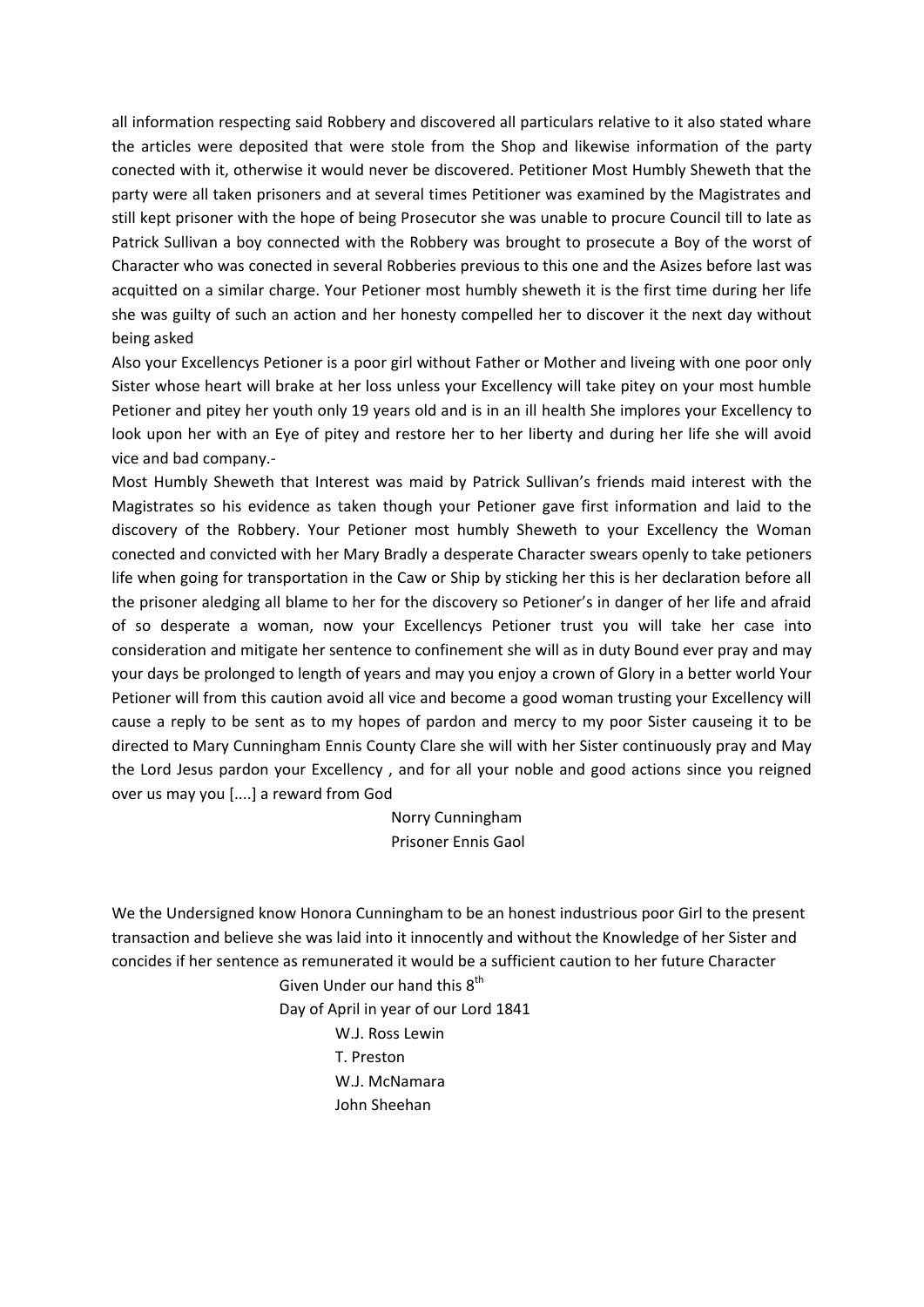all information respecting said Robbery and discovered all particulars relative to it also stated whare the articles were deposited that were stole from the Shop and likewise information of the party conected with it, otherwise it would never be discovered. Petitioner Most Humbly Sheweth that the party were all taken prisoners and at several times Petitioner was examined by the Magistrates and still kept prisoner with the hope of being Prosecutor she was unable to procure Council till to late as Patrick Sullivan a boy connected with the Robbery was brought to prosecute a Boy of the worst of Character who was conected in several Robberies previous to this one and the Asizes before last was acquitted on a similar charge. Your Petioner most humbly sheweth it is the first time during her life she was guilty of such an action and her honesty compelled her to discover it the next day without being asked

Also your Excellencys Petioner is a poor girl without Father or Mother and liveing with one poor only Sister whose heart will brake at her loss unless your Excellency will take pitey on your most humble Petioner and pitey her youth only 19 years old and is in an ill health She implores your Excellency to look upon her with an Eye of pitey and restore her to her liberty and during her life she will avoid vice and bad company.-

Most Humbly Sheweth that Interest was maid by Patrick Sullivan's friends maid interest with the Magistrates so his evidence as taken though your Petioner gave first information and laid to the discovery of the Robbery. Your Petioner most humbly Sheweth to your Excellency the Woman conected and convicted with her Mary Bradly a desperate Character swears openly to take petioners life when going for transportation in the Caw or Ship by sticking her this is her declaration before all the prisoner aledging all blame to her for the discovery so Petioner's in danger of her life and afraid of so desperate a woman, now your Excellencys Petioner trust you will take her case into consideration and mitigate her sentence to confinement she will as in duty Bound ever pray and may your days be prolonged to length of years and may you enjoy a crown of Glory in a better world Your Petioner will from this caution avoid all vice and become a good woman trusting your Excellency will cause a reply to be sent as to my hopes of pardon and mercy to my poor Sister causeing it to be directed to Mary Cunningham Ennis County Clare she will with her Sister continuously pray and May the Lord Jesus pardon your Excellency , and for all your noble and good actions since you reigned over us may you [....] a reward from God

Norry Cunningham
Prisoner Ennis Gaol

We the Undersigned know Honora Cunningham to be an honest industrious poor Girl to the present transaction and believe she was laid into it innocently and without the Knowledge of her Sister and concides if her sentence as remunerated it would be a sufficient caution to her future Character

Given Under our hand this 8th
Day of April in year of our Lord 1841

W.J. Ross Lewin
T. Preston
W.J. McNamara
John Sheehan